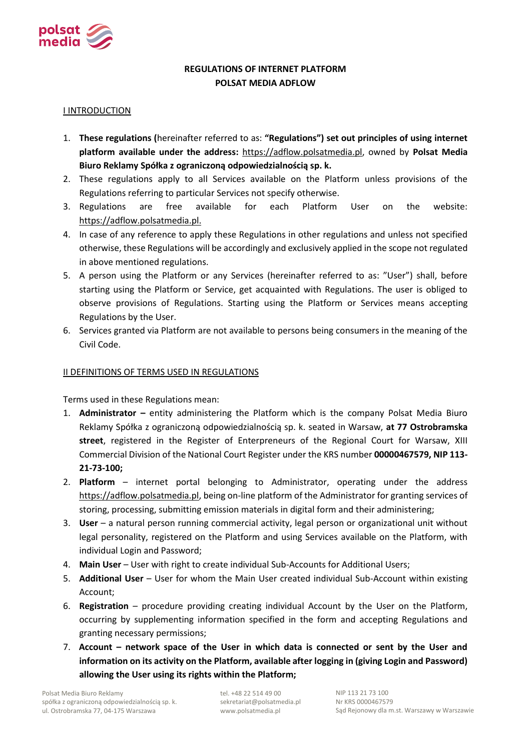**REGULATIONS OF INTERNET PLATFORM**
**POLSAT MEDIA ADFLOW**

## I INTRODUCTION

1. **These regulations (**hereinafter referred to as: **"Regulations") set out principles of using internet platform available under the address:** https://adflow.polsatmedia.pl, owned by **Polsat Media Biuro Reklamy Spółka z ograniczoną odpowiedzialnością sp. k.**
2. These regulations apply to all Services available on the Platform unless provisions of the Regulations referring to particular Services not specify otherwise.
3. Regulations are free available for each Platform User on the website: https://adflow.polsatmedia.pl.
4. In case of any reference to apply these Regulations in other regulations and unless not specified otherwise, these Regulations will be accordingly and exclusively applied in the scope not regulated in above mentioned regulations.
5. A person using the Platform or any Services (hereinafter referred to as: "User") shall, before starting using the Platform or Service, get acquainted with Regulations. The user is obliged to observe provisions of Regulations. Starting using the Platform or Services means accepting Regulations by the User.
6. Services granted via Platform are not available to persons being consumers in the meaning of the Civil Code.

## II DEFINITIONS OF TERMS USED IN REGULATIONS

Terms used in these Regulations mean:

1. **Administrator –** entity administering the Platform which is the company Polsat Media Biuro Reklamy Spółka z ograniczoną odpowiedzialnością sp. k. seated in Warsaw, **at 77 Ostrobramska street**, registered in the Register of Entrepreneurs of the Regional Court for Warsaw, XIII Commercial Division of the National Court Register under the KRS number **00000467579, NIP 113-21-73-100;**
2. **Platform** – internet portal belonging to Administrator, operating under the address https://adflow.polsatmedia.pl, being on-line platform of the Administrator for granting services of storing, processing, submitting emission materials in digital form and their administering;
3. **User** – a natural person running commercial activity, legal person or organizational unit without legal personality, registered on the Platform and using Services available on the Platform, with individual Login and Password;
4. **Main User** – User with right to create individual Sub-Accounts for Additional Users;
5. **Additional User** – User for whom the Main User created individual Sub-Account within existing Account;
6. **Registration** – procedure providing creating individual Account by the User on the Platform, occurring by supplementing information specified in the form and accepting Regulations and granting necessary permissions;
7. **Account – network space of the User in which data is connected or sent by the User and information on its activity on the Platform, available after logging in (giving Login and Password) allowing the User using its rights within the Platform;**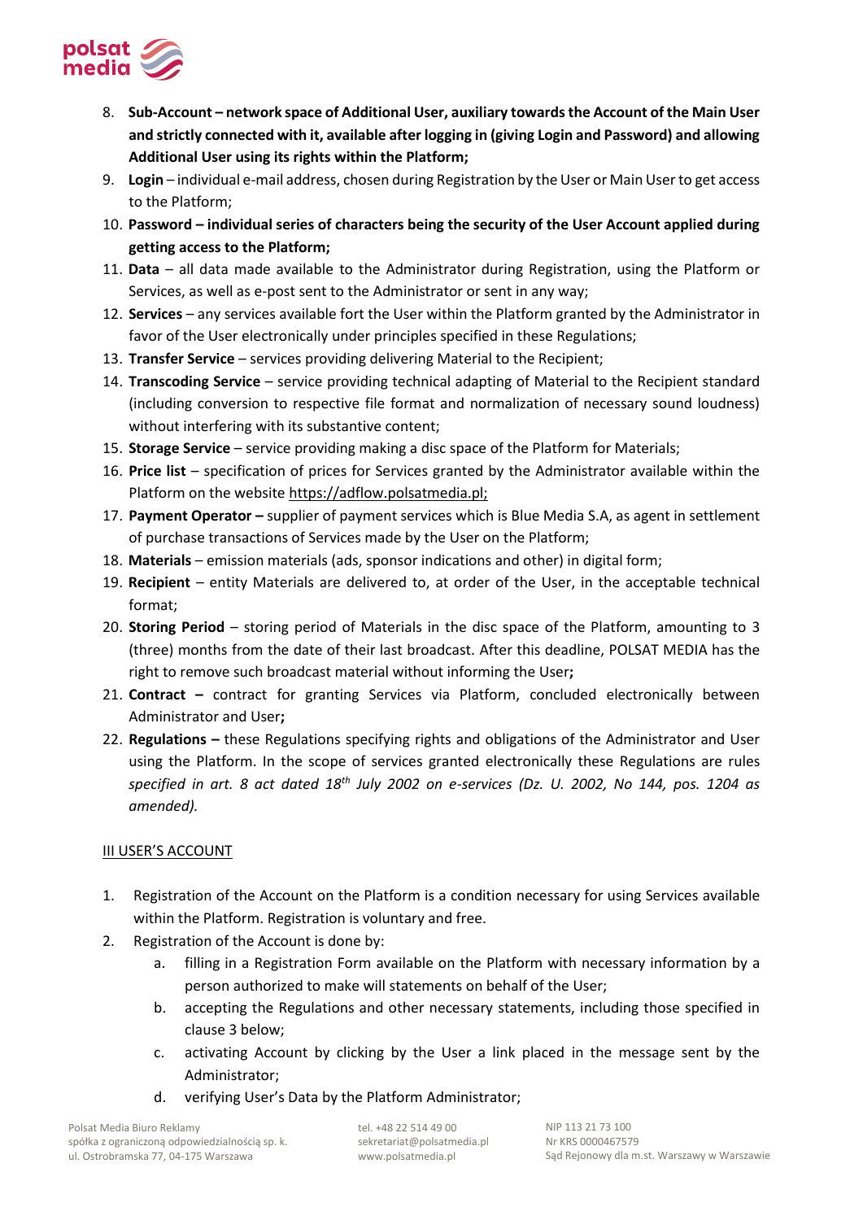8. **Sub-Account – network space of Additional User, auxiliary towards the Account of the Main User and strictly connected with it, available after logging in (giving Login and Password) and allowing Additional User using its rights within the Platform;**
9. **Login** – individual e-mail address, chosen during Registration by the User or Main User to get access to the Platform;
10. **Password – individual series of characters being the security of the User Account applied during getting access to the Platform;**
11. **Data** – all data made available to the Administrator during Registration, using the Platform or Services, as well as e-post sent to the Administrator or sent in any way;
12. **Services** – any services available fort the User within the Platform granted by the Administrator in favor of the User electronically under principles specified in these Regulations;
13. **Transfer Service** – services providing delivering Material to the Recipient;
14. **Transcoding Service** – service providing technical adapting of Material to the Recipient standard (including conversion to respective file format and normalization of necessary sound loudness) without interfering with its substantive content;
15. **Storage Service** – service providing making a disc space of the Platform for Materials;
16. **Price list** – specification of prices for Services granted by the Administrator available within the Platform on the website https://adflow.polsatmedia.pl;
17. **Payment Operator –** supplier of payment services which is Blue Media S.A, as agent in settlement of purchase transactions of Services made by the User on the Platform;
18. **Materials** – emission materials (ads, sponsor indications and other) in digital form;
19. **Recipient** – entity Materials are delivered to, at order of the User, in the acceptable technical format;
20. **Storing Period** – storing period of Materials in the disc space of the Platform, amounting to 3 (three) months from the date of their last broadcast. After this deadline, POLSAT MEDIA has the right to remove such broadcast material without informing the User**;**
21. **Contract –** contract for granting Services via Platform, concluded electronically between Administrator and User**;**
22. **Regulations –** these Regulations specifying rights and obligations of the Administrator and User using the Platform. In the scope of services granted electronically these Regulations are rules *specified in art. 8 act dated 18th July 2002 on e-services (Dz. U. 2002, No 144, pos. 1204 as amended).*

III USER'S ACCOUNT

1. Registration of the Account on the Platform is a condition necessary for using Services available within the Platform. Registration is voluntary and free.
2. Registration of the Account is done by:
   a. filling in a Registration Form available on the Platform with necessary information by a person authorized to make will statements on behalf of the User;
   b. accepting the Regulations and other necessary statements, including those specified in clause 3 below;
   c. activating Account by clicking by the User a link placed in the message sent by the Administrator;
   d. verifying User's Data by the Platform Administrator;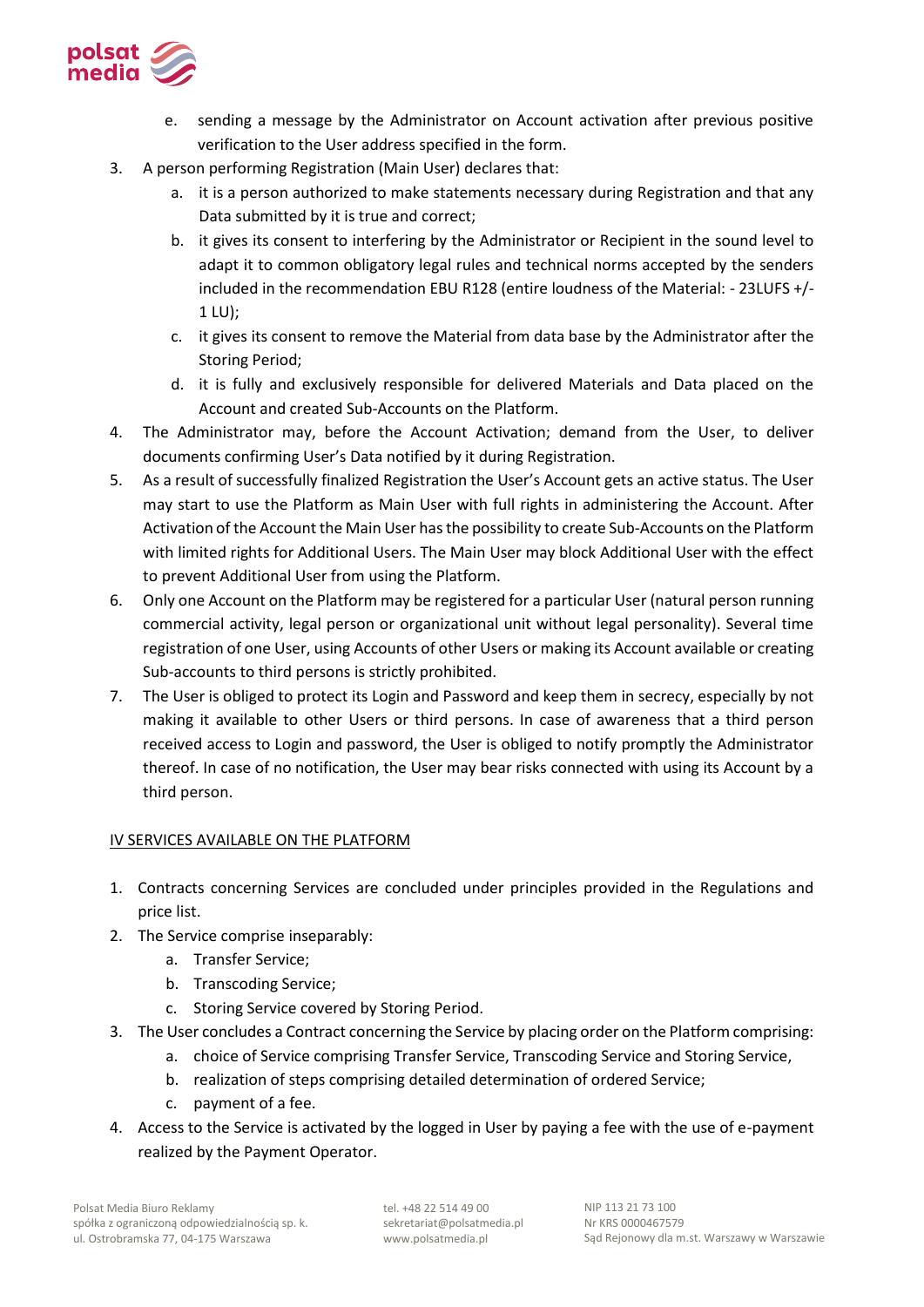e. sending a message by the Administrator on Account activation after previous positive verification to the User address specified in the form.

3. A person performing Registration (Main User) declares that:
   a. it is a person authorized to make statements necessary during Registration and that any Data submitted by it is true and correct;
   b. it gives its consent to interfering by the Administrator or Recipient in the sound level to adapt it to common obligatory legal rules and technical norms accepted by the senders included in the recommendation EBU R128 (entire loudness of the Material: - 23LUFS +/- 1 LU);
   c. it gives its consent to remove the Material from data base by the Administrator after the Storing Period;
   d. it is fully and exclusively responsible for delivered Materials and Data placed on the Account and created Sub-Accounts on the Platform.
4. The Administrator may, before the Account Activation; demand from the User, to deliver documents confirming User's Data notified by it during Registration.
5. As a result of successfully finalized Registration the User's Account gets an active status. The User may start to use the Platform as Main User with full rights in administering the Account. After Activation of the Account the Main User has the possibility to create Sub-Accounts on the Platform with limited rights for Additional Users. The Main User may block Additional User with the effect to prevent Additional User from using the Platform.
6. Only one Account on the Platform may be registered for a particular User (natural person running commercial activity, legal person or organizational unit without legal personality). Several time registration of one User, using Accounts of other Users or making its Account available or creating Sub-accounts to third persons is strictly prohibited.
7. The User is obliged to protect its Login and Password and keep them in secrecy, especially by not making it available to other Users or third persons. In case of awareness that a third person received access to Login and password, the User is obliged to notify promptly the Administrator thereof. In case of no notification, the User may bear risks connected with using its Account by a third person.

## IV SERVICES AVAILABLE ON THE PLATFORM

1. Contracts concerning Services are concluded under principles provided in the Regulations and price list.
2. The Service comprise inseparably:
   a. Transfer Service;
   b. Transcoding Service;
   c. Storing Service covered by Storing Period.
3. The User concludes a Contract concerning the Service by placing order on the Platform comprising:
   a. choice of Service comprising Transfer Service, Transcoding Service and Storing Service,
   b. realization of steps comprising detailed determination of ordered Service;
   c. payment of a fee.
4. Access to the Service is activated by the logged in User by paying a fee with the use of e-payment realized by the Payment Operator.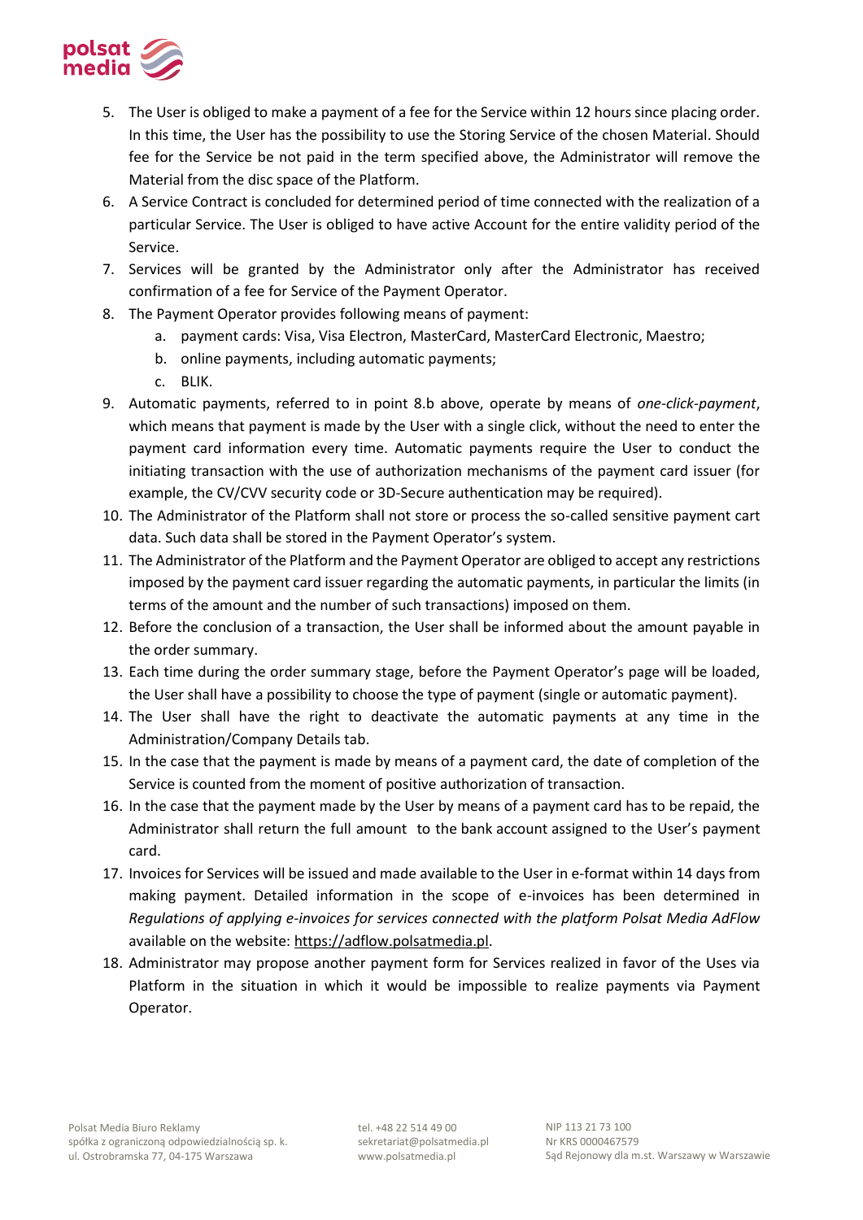5. The User is obliged to make a payment of a fee for the Service within 12 hours since placing order. In this time, the User has the possibility to use the Storing Service of the chosen Material. Should fee for the Service be not paid in the term specified above, the Administrator will remove the Material from the disc space of the Platform.
6. A Service Contract is concluded for determined period of time connected with the realization of a particular Service. The User is obliged to have active Account for the entire validity period of the Service.
7. Services will be granted by the Administrator only after the Administrator has received confirmation of a fee for Service of the Payment Operator.
8. The Payment Operator provides following means of payment:
   a. payment cards: Visa, Visa Electron, MasterCard, MasterCard Electronic, Maestro;
   b. online payments, including automatic payments;
   c. BLIK.
9. Automatic payments, referred to in point 8.b above, operate by means of *one-click-payment*, which means that payment is made by the User with a single click, without the need to enter the payment card information every time. Automatic payments require the User to conduct the initiating transaction with the use of authorization mechanisms of the payment card issuer (for example, the CV/CVV security code or 3D-Secure authentication may be required).
10. The Administrator of the Platform shall not store or process the so-called sensitive payment cart data. Such data shall be stored in the Payment Operator's system.
11. The Administrator of the Platform and the Payment Operator are obliged to accept any restrictions imposed by the payment card issuer regarding the automatic payments, in particular the limits (in terms of the amount and the number of such transactions) imposed on them.
12. Before the conclusion of a transaction, the User shall be informed about the amount payable in the order summary.
13. Each time during the order summary stage, before the Payment Operator's page will be loaded, the User shall have a possibility to choose the type of payment (single or automatic payment).
14. The User shall have the right to deactivate the automatic payments at any time in the Administration/Company Details tab.
15. In the case that the payment is made by means of a payment card, the date of completion of the Service is counted from the moment of positive authorization of transaction.
16. In the case that the payment made by the User by means of a payment card has to be repaid, the Administrator shall return the full amount to the bank account assigned to the User's payment card.
17. Invoices for Services will be issued and made available to the User in e-format within 14 days from making payment. Detailed information in the scope of e-invoices has been determined in *Regulations of applying e-invoices for services connected with the platform Polsat Media AdFlow* available on the website: https://adflow.polsatmedia.pl.
18. Administrator may propose another payment form for Services realized in favor of the Uses via Platform in the situation in which it would be impossible to realize payments via Payment Operator.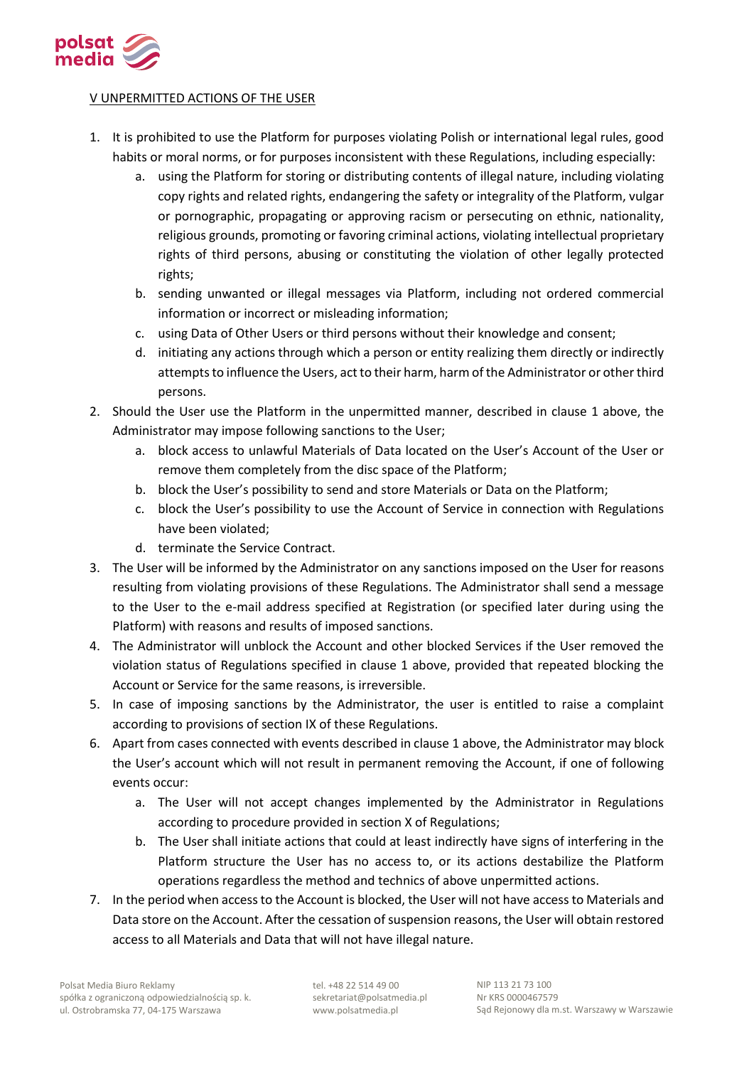## V UNPERMITTED ACTIONS OF THE USER

1. It is prohibited to use the Platform for purposes violating Polish or international legal rules, good habits or moral norms, or for purposes inconsistent with these Regulations, including especially:
   a. using the Platform for storing or distributing contents of illegal nature, including violating copy rights and related rights, endangering the safety or integrality of the Platform, vulgar or pornographic, propagating or approving racism or persecuting on ethnic, nationality, religious grounds, promoting or favoring criminal actions, violating intellectual proprietary rights of third persons, abusing or constituting the violation of other legally protected rights;
   b. sending unwanted or illegal messages via Platform, including not ordered commercial information or incorrect or misleading information;
   c. using Data of Other Users or third persons without their knowledge and consent;
   d. initiating any actions through which a person or entity realizing them directly or indirectly attempts to influence the Users, act to their harm, harm of the Administrator or other third persons.
2. Should the User use the Platform in the unpermitted manner, described in clause 1 above, the Administrator may impose following sanctions to the User;
   a. block access to unlawful Materials of Data located on the User's Account of the User or remove them completely from the disc space of the Platform;
   b. block the User's possibility to send and store Materials or Data on the Platform;
   c. block the User's possibility to use the Account of Service in connection with Regulations have been violated;
   d. terminate the Service Contract.
3. The User will be informed by the Administrator on any sanctions imposed on the User for reasons resulting from violating provisions of these Regulations. The Administrator shall send a message to the User to the e-mail address specified at Registration (or specified later during using the Platform) with reasons and results of imposed sanctions.
4. The Administrator will unblock the Account and other blocked Services if the User removed the violation status of Regulations specified in clause 1 above, provided that repeated blocking the Account or Service for the same reasons, is irreversible.
5. In case of imposing sanctions by the Administrator, the user is entitled to raise a complaint according to provisions of section IX of these Regulations.
6. Apart from cases connected with events described in clause 1 above, the Administrator may block the User's account which will not result in permanent removing the Account, if one of following events occur:
   a. The User will not accept changes implemented by the Administrator in Regulations according to procedure provided in section X of Regulations;
   b. The User shall initiate actions that could at least indirectly have signs of interfering in the Platform structure the User has no access to, or its actions destabilize the Platform operations regardless the method and technics of above unpermitted actions.
7. In the period when access to the Account is blocked, the User will not have access to Materials and Data store on the Account. After the cessation of suspension reasons, the User will obtain restored access to all Materials and Data that will not have illegal nature.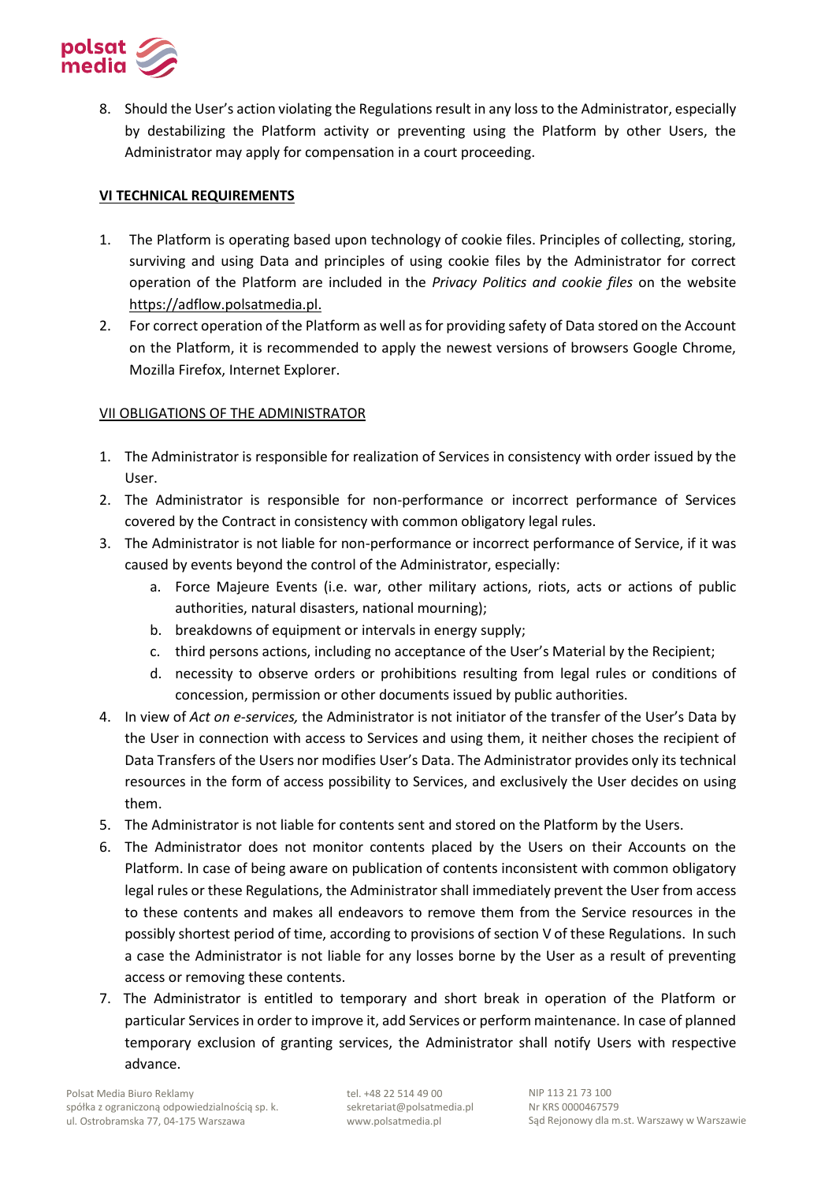8. Should the User's action violating the Regulations result in any loss to the Administrator, especially by destabilizing the Platform activity or preventing using the Platform by other Users, the Administrator may apply for compensation in a court proceeding.

## VI TECHNICAL REQUIREMENTS

1. The Platform is operating based upon technology of cookie files. Principles of collecting, storing, surviving and using Data and principles of using cookie files by the Administrator for correct operation of the Platform are included in the *Privacy Politics and cookie files* on the website https://adflow.polsatmedia.pl.
2. For correct operation of the Platform as well as for providing safety of Data stored on the Account on the Platform, it is recommended to apply the newest versions of browsers Google Chrome, Mozilla Firefox, Internet Explorer.

## VII OBLIGATIONS OF THE ADMINISTRATOR

1. The Administrator is responsible for realization of Services in consistency with order issued by the User.
2. The Administrator is responsible for non-performance or incorrect performance of Services covered by the Contract in consistency with common obligatory legal rules.
3. The Administrator is not liable for non-performance or incorrect performance of Service, if it was caused by events beyond the control of the Administrator, especially:
   a. Force Majeure Events (i.e. war, other military actions, riots, acts or actions of public authorities, natural disasters, national mourning);
   b. breakdowns of equipment or intervals in energy supply;
   c. third persons actions, including no acceptance of the User's Material by the Recipient;
   d. necessity to observe orders or prohibitions resulting from legal rules or conditions of concession, permission or other documents issued by public authorities.
4. In view of *Act on e-services,* the Administrator is not initiator of the transfer of the User's Data by the User in connection with access to Services and using them, it neither choses the recipient of Data Transfers of the Users nor modifies User's Data. The Administrator provides only its technical resources in the form of access possibility to Services, and exclusively the User decides on using them.
5. The Administrator is not liable for contents sent and stored on the Platform by the Users.
6. The Administrator does not monitor contents placed by the Users on their Accounts on the Platform. In case of being aware on publication of contents inconsistent with common obligatory legal rules or these Regulations, the Administrator shall immediately prevent the User from access to these contents and makes all endeavors to remove them from the Service resources in the possibly shortest period of time, according to provisions of section V of these Regulations. In such a case the Administrator is not liable for any losses borne by the User as a result of preventing access or removing these contents.
7. The Administrator is entitled to temporary and short break in operation of the Platform or particular Services in order to improve it, add Services or perform maintenance. In case of planned temporary exclusion of granting services, the Administrator shall notify Users with respective advance.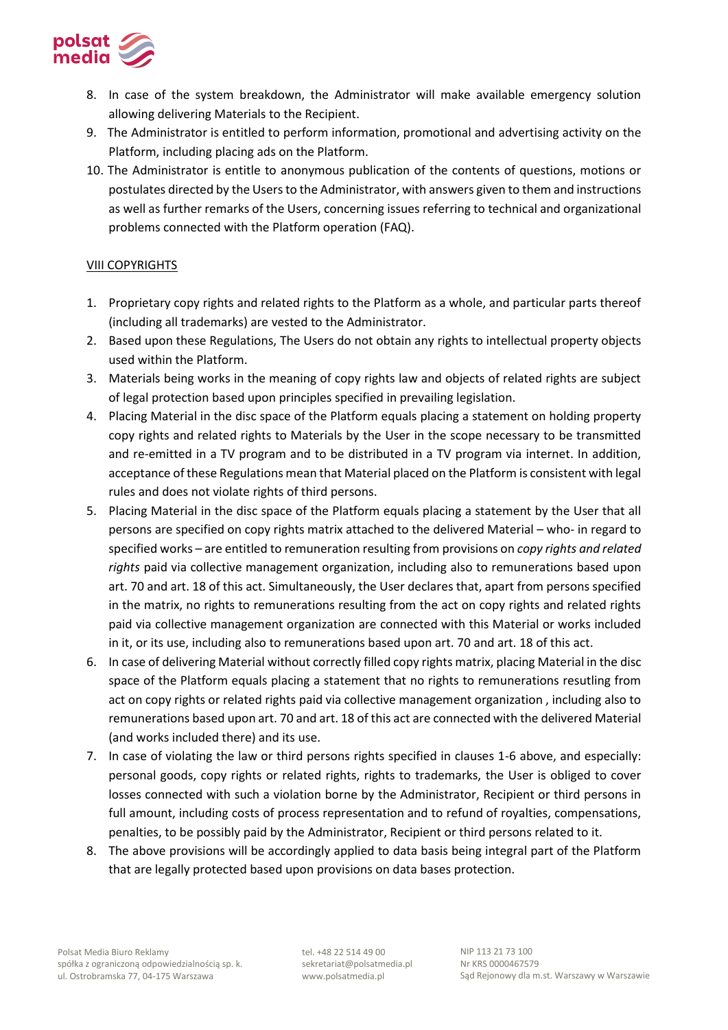8. In case of the system breakdown, the Administrator will make available emergency solution allowing delivering Materials to the Recipient.
9. The Administrator is entitled to perform information, promotional and advertising activity on the Platform, including placing ads on the Platform.
10. The Administrator is entitle to anonymous publication of the contents of questions, motions or postulates directed by the Users to the Administrator, with answers given to them and instructions as well as further remarks of the Users, concerning issues referring to technical and organizational problems connected with the Platform operation (FAQ).

## VIII COPYRIGHTS

1. Proprietary copy rights and related rights to the Platform as a whole, and particular parts thereof (including all trademarks) are vested to the Administrator.
2. Based upon these Regulations, The Users do not obtain any rights to intellectual property objects used within the Platform.
3. Materials being works in the meaning of copy rights law and objects of related rights are subject of legal protection based upon principles specified in prevailing legislation.
4. Placing Material in the disc space of the Platform equals placing a statement on holding property copy rights and related rights to Materials by the User in the scope necessary to be transmitted and re-emitted in a TV program and to be distributed in a TV program via internet. In addition, acceptance of these Regulations mean that Material placed on the Platform is consistent with legal rules and does not violate rights of third persons.
5. Placing Material in the disc space of the Platform equals placing a statement by the User that all persons are specified on copy rights matrix attached to the delivered Material – who- in regard to specified works – are entitled to remuneration resulting from provisions on *copy rights and related rights* paid via collective management organization, including also to remunerations based upon art. 70 and art. 18 of this act. Simultaneously, the User declares that, apart from persons specified in the matrix, no rights to remunerations resulting from the act on copy rights and related rights paid via collective management organization are connected with this Material or works included in it, or its use, including also to remunerations based upon art. 70 and art. 18 of this act.
6. In case of delivering Material without correctly filled copy rights matrix, placing Material in the disc space of the Platform equals placing a statement that no rights to remunerations resutling from act on copy rights or related rights paid via collective management organization , including also to remunerations based upon art. 70 and art. 18 of this act are connected with the delivered Material (and works included there) and its use.
7. In case of violating the law or third persons rights specified in clauses 1-6 above, and especially: personal goods, copy rights or related rights, rights to trademarks, the User is obliged to cover losses connected with such a violation borne by the Administrator, Recipient or third persons in full amount, including costs of process representation and to refund of royalties, compensations, penalties, to be possibly paid by the Administrator, Recipient or third persons related to it.
8. The above provisions will be accordingly applied to data basis being integral part of the Platform that are legally protected based upon provisions on data bases protection.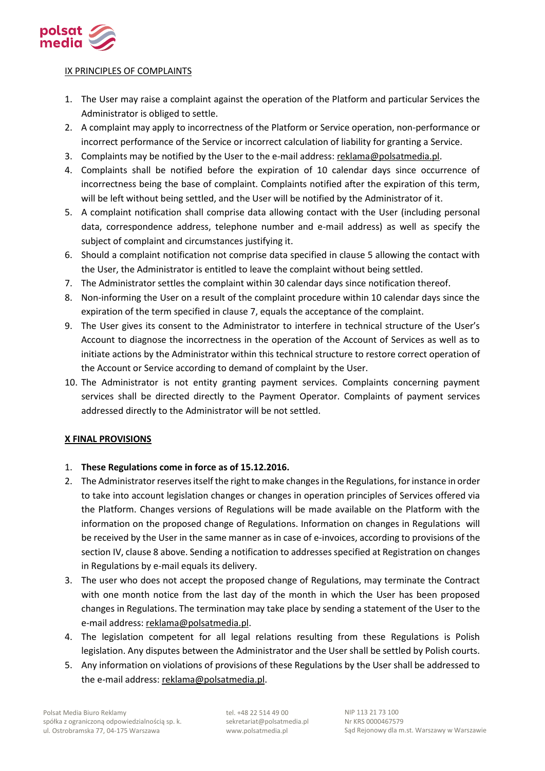## IX PRINCIPLES OF COMPLAINTS

1. The User may raise a complaint against the operation of the Platform and particular Services the Administrator is obliged to settle.
2. A complaint may apply to incorrectness of the Platform or Service operation, non-performance or incorrect performance of the Service or incorrect calculation of liability for granting a Service.
3. Complaints may be notified by the User to the e-mail address: reklama@polsatmedia.pl.
4. Complaints shall be notified before the expiration of 10 calendar days since occurrence of incorrectness being the base of complaint. Complaints notified after the expiration of this term, will be left without being settled, and the User will be notified by the Administrator of it.
5. A complaint notification shall comprise data allowing contact with the User (including personal data, correspondence address, telephone number and e-mail address) as well as specify the subject of complaint and circumstances justifying it.
6. Should a complaint notification not comprise data specified in clause 5 allowing the contact with the User, the Administrator is entitled to leave the complaint without being settled.
7. The Administrator settles the complaint within 30 calendar days since notification thereof.
8. Non-informing the User on a result of the complaint procedure within 10 calendar days since the expiration of the term specified in clause 7, equals the acceptance of the complaint.
9. The User gives its consent to the Administrator to interfere in technical structure of the User's Account to diagnose the incorrectness in the operation of the Account of Services as well as to initiate actions by the Administrator within this technical structure to restore correct operation of the Account or Service according to demand of complaint by the User.
10. The Administrator is not entity granting payment services. Complaints concerning payment services shall be directed directly to the Payment Operator. Complaints of payment services addressed directly to the Administrator will be not settled.

## X FINAL PROVISIONS

1. **These Regulations come in force as of 15.12.2016.**
2. The Administrator reserves itself the right to make changes in the Regulations, for instance in order to take into account legislation changes or changes in operation principles of Services offered via the Platform. Changes versions of Regulations will be made available on the Platform with the information on the proposed change of Regulations. Information on changes in Regulations will be received by the User in the same manner as in case of e-invoices, according to provisions of the section IV, clause 8 above. Sending a notification to addresses specified at Registration on changes in Regulations by e-mail equals its delivery.
3. The user who does not accept the proposed change of Regulations, may terminate the Contract with one month notice from the last day of the month in which the User has been proposed changes in Regulations. The termination may take place by sending a statement of the User to the e-mail address: reklama@polsatmedia.pl.
4. The legislation competent for all legal relations resulting from these Regulations is Polish legislation. Any disputes between the Administrator and the User shall be settled by Polish courts.
5. Any information on violations of provisions of these Regulations by the User shall be addressed to the e-mail address: reklama@polsatmedia.pl.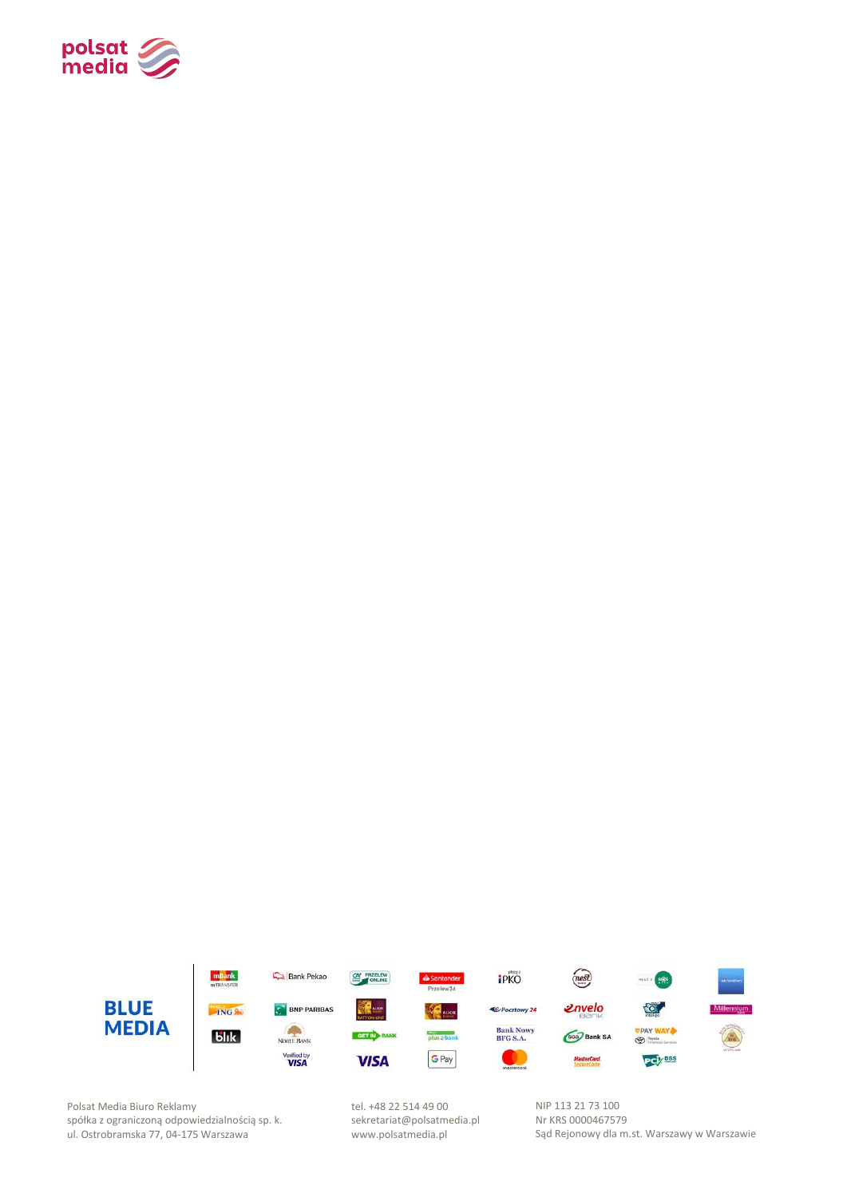Polsat Media Biuro Reklamy
spółka z ograniczoną odpowiedzialnością sp. k.
ul. Ostrobramska 77, 04-175 Warszawa

tel. +48 22 514 49 00
sekretariat@polsatmedia.pl
www.polsatmedia.pl

NIP 113 21 73 100
Nr KRS 0000467579
Sąd Rejonowy dla m.st. Warszawy w Warszawie